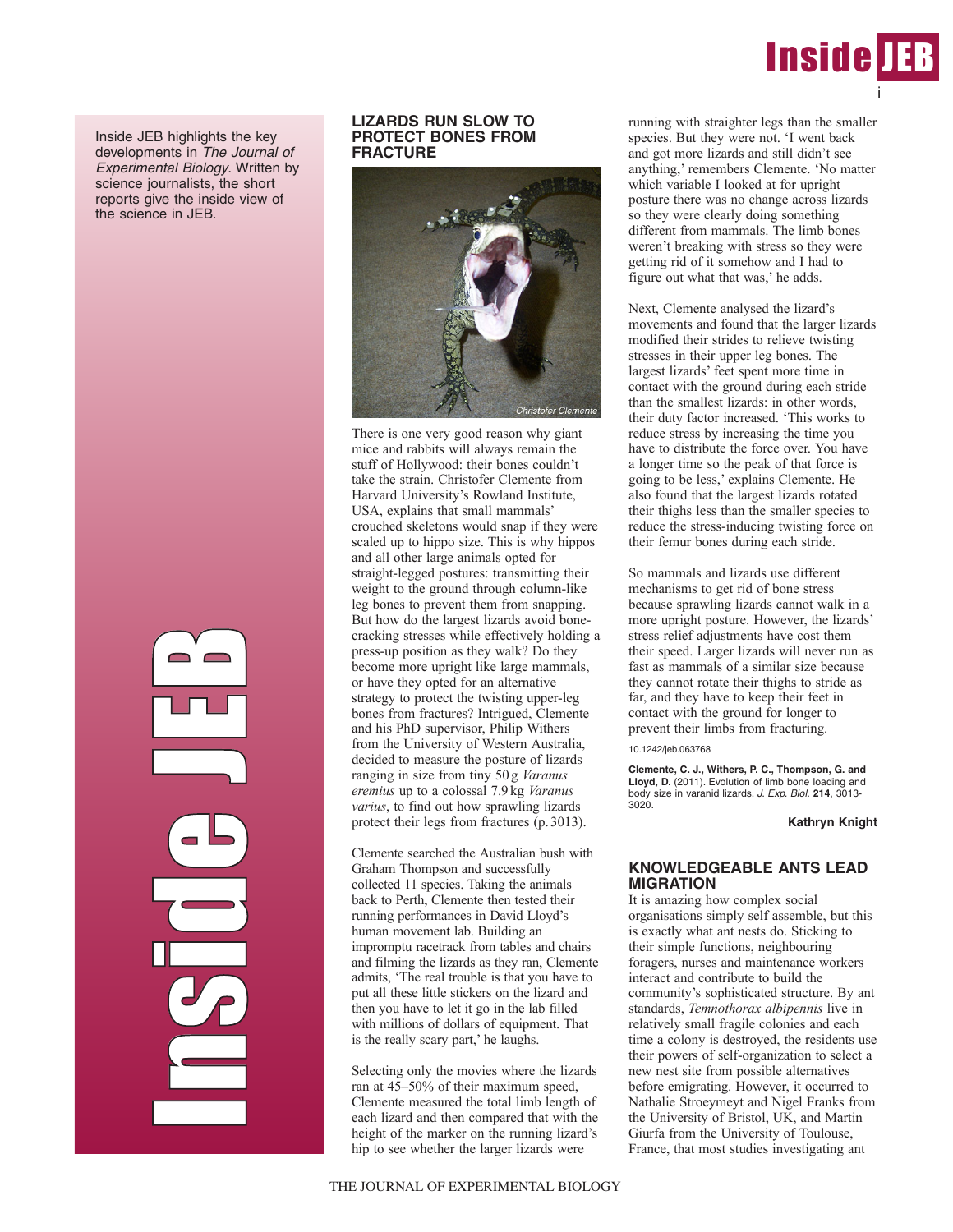Inside JEB highlights the key developments in *The Journal of Experimental Biology*. Written by science journalists, the short reports give the inside view of the science in JEB.

## LIZARDS RUN SLOW TO PROTECT BONES FROM FRACTURE

Christofer Clemente

There is one very good reason why giant mice and rabbits will always remain the stuff of Hollywood: their bones couldn't take the strain. Christofer Clemente from Harvard University's Rowland Institute, USA, explains that small mammals' crouched skeletons would snap if they were scaled up to hippo size. This is why hippos and all other large animals opted for straight-legged postures: transmitting their weight to the ground through column-like leg bones to prevent them from snapping. But how do the largest lizards avoid bone-cracking stresses while effectively holding a press-up position as they walk? Do they become more upright like large mammals, or have they opted for an alternative strategy to protect the twisting upper-leg bones from fractures? Intrigued, Clemente and his PhD supervisor, Philip Withers from the University of Western Australia, decided to measure the posture of lizards ranging in size from tiny 50 g *Varanus eremius* up to a colossal 7.9 kg *Varanus varius*, to find out how sprawling lizards protect their legs from fractures (p. 3013).

Clemente searched the Australian bush with Graham Thompson and successfully collected 11 species. Taking the animals back to Perth, Clemente then tested their running performances in David Lloyd's human movement lab. Building an impromptu racetrack from tables and chairs and filming the lizards as they ran, Clemente admits, 'The real trouble is that you have to put all these little stickers on the lizard and then you have to let it go in the lab filled with millions of dollars of equipment. That is the really scary part,' he laughs.

Selecting only the movies where the lizards ran at 45–50% of their maximum speed, Clemente measured the total limb length of each lizard and then compared that with the height of the marker on the running lizard's hip to see whether the larger lizards were running with straighter legs than the smaller species. But they were not. 'I went back and got more lizards and still didn't see anything,' remembers Clemente. 'No matter which variable I looked at for upright posture there was no change across lizards so they were clearly doing something different from mammals. The limb bones weren't breaking with stress so they were getting rid of it somehow and I had to figure out what that was,' he adds.

Next, Clemente analysed the lizard's movements and found that the larger lizards modified their strides to relieve twisting stresses in their upper leg bones. The largest lizards' feet spent more time in contact with the ground during each stride than the smallest lizards: in other words, their duty factor increased. 'This works to reduce stress by increasing the time you have to distribute the force over. You have a longer time so the peak of that force is going to be less,' explains Clemente. He also found that the largest lizards rotated their thighs less than the smaller species to reduce the stress-inducing twisting force on their femur bones during each stride.

So mammals and lizards use different mechanisms to get rid of bone stress because sprawling lizards cannot walk in a more upright posture. However, the lizards' stress relief adjustments have cost them their speed. Larger lizards will never run as fast as mammals of a similar size because they cannot rotate their thighs to stride as far, and they have to keep their feet in contact with the ground for longer to prevent their limbs from fracturing.

10.1242/jeb.063768

**Clemente, C. J., Withers, P. C., Thompson, G. and Lloyd, D.** (2011). Evolution of limb bone loading and body size in varanid lizards. *J. Exp. Biol.* **214**, 3013-3020.

**Kathryn Knight**

## KNOWLEDGEABLE ANTS LEAD MIGRATION

It is amazing how complex social organisations simply self assemble, but this is exactly what ant nests do. Sticking to their simple functions, neighbouring foragers, nurses and maintenance workers interact and contribute to build the community's sophisticated structure. By ant standards, *Temnothorax albipennis* live in relatively small fragile colonies and each time a colony is destroyed, the residents use their powers of self-organization to select a new nest site from possible alternatives before emigrating. However, it occurred to Nathalie Stroeymeyt and Nigel Franks from the University of Bristol, UK, and Martin Giurfa from the University of Toulouse, France, that most studies investigating ant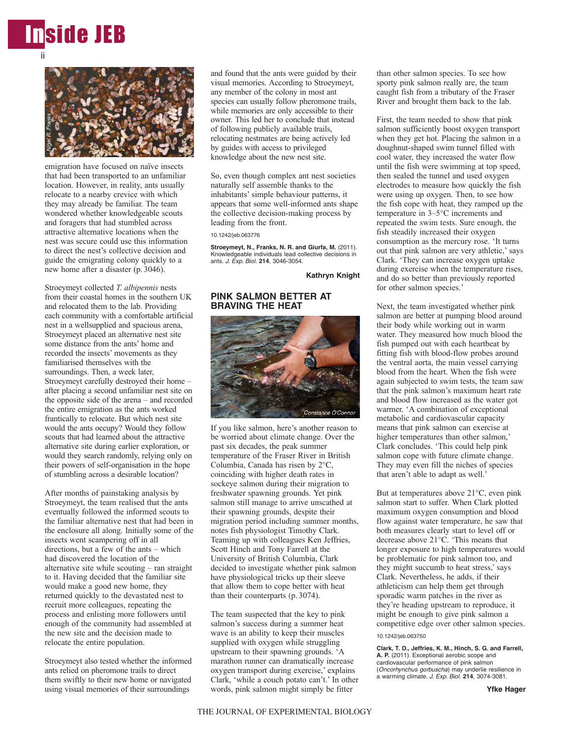emigration have focused on naïve insects that had been transported to an unfamiliar location. However, in reality, ants usually relocate to a nearby crevice with which they may already be familiar. The team wondered whether knowledgeable scouts and foragers that had stumbled across attractive alternative locations when the nest was secure could use this information to direct the nest's collective decision and guide the emigrating colony quickly to a new home after a disaster (p. 3046).

Stroeymeyt collected *T. albipennis* nests from their coastal homes in the southern UK and relocated them to the lab. Providing each community with a comfortable artificial nest in a wellsupplied and spacious arena, Stroeymeyt placed an alternative nest site some distance from the ants' home and recorded the insects' movements as they familiarised themselves with the surroundings. Then, a week later, Stroeymeyt carefully destroyed their home – after placing a second unfamiliar nest site on the opposite side of the arena – and recorded the entire emigration as the ants worked frantically to relocate. But which nest site would the ants occupy? Would they follow scouts that had learned about the attractive alternative site during earlier exploration, or would they search randomly, relying only on their powers of self-organisation in the hope of stumbling across a desirable location?

After months of painstaking analysis by Stroeymeyt, the team realised that the ants eventually followed the informed scouts to the familiar alternative nest that had been in the enclosure all along. Initially some of the insects went scampering off in all directions, but a few of the ants – which had discovered the location of the alternative site while scouting – ran straight to it. Having decided that the familiar site would make a good new home, they returned quickly to the devastated nest to recruit more colleagues, repeating the process and enlisting more followers until enough of the community had assembled at the new site and the decision made to relocate the entire population.

Stroeymeyt also tested whether the informed ants relied on pheromone trails to direct them swiftly to their new home or navigated using visual memories of their surroundings and found that the ants were guided by their visual memories. According to Stroeymeyt, any member of the colony in most ant species can usually follow pheromone trails, while memories are only accessible to their owner. This led her to conclude that instead of following publicly available trails, relocating nestmates are being actively led by guides with access to privileged knowledge about the new nest site.

So, even though complex ant nest societies naturally self assemble thanks to the inhabitants' simple behaviour patterns, it appears that some well-informed ants shape the collective decision-making process by leading from the front.

10.1242/jeb.063776

**Stroeymeyt, N., Franks, N. R. and Giurfa, M.** (2011). Knowledgeable individuals lead collective decisions in ants. *J. Exp. Biol.* **214**, 3046-3054.

**Kathryn Knight**

## PINK SALMON BETTER AT BRAVING THE HEAT

If you like salmon, here's another reason to be worried about climate change. Over the past six decades, the peak summer temperature of the Fraser River in British Columbia, Canada has risen by 2°C, coinciding with higher death rates in sockeye salmon during their migration to freshwater spawning grounds. Yet pink salmon still manage to arrive unscathed at their spawning grounds, despite their migration period including summer months, notes fish physiologist Timothy Clark. Teaming up with colleagues Ken Jeffries, Scott Hinch and Tony Farrell at the University of British Columbia, Clark decided to investigate whether pink salmon have physiological tricks up their sleeve that allow them to cope better with heat than their counterparts (p. 3074).

The team suspected that the key to pink salmon's success during a summer heat wave is an ability to keep their muscles supplied with oxygen while struggling upstream to their spawning grounds. 'A marathon runner can dramatically increase oxygen transport during exercise,' explains Clark, 'while a couch potato can't.' In other words, pink salmon might simply be fitter than other salmon species. To see how sporty pink salmon really are, the team caught fish from a tributary of the Fraser River and brought them back to the lab.

First, the team needed to show that pink salmon sufficiently boost oxygen transport when they get hot. Placing the salmon in a doughnut-shaped swim tunnel filled with cool water, they increased the water flow until the fish were swimming at top speed, then sealed the tunnel and used oxygen electrodes to measure how quickly the fish were using up oxygen. Then, to see how the fish cope with heat, they ramped up the temperature in 3–5°C increments and repeated the swim tests. Sure enough, the fish steadily increased their oxygen consumption as the mercury rose. 'It turns out that pink salmon are very athletic,' says Clark. 'They can increase oxygen uptake during exercise when the temperature rises, and do so better than previously reported for other salmon species.'

Next, the team investigated whether pink salmon are better at pumping blood around their body while working out in warm water. They measured how much blood the fish pumped out with each heartbeat by fitting fish with blood-flow probes around the ventral aorta, the main vessel carrying blood from the heart. When the fish were again subjected to swim tests, the team saw that the pink salmon's maximum heart rate and blood flow increased as the water got warmer. 'A combination of exceptional metabolic and cardiovascular capacity means that pink salmon can exercise at higher temperatures than other salmon,' Clark concludes. 'This could help pink salmon cope with future climate change. They may even fill the niches of species that aren't able to adapt as well.'

But at temperatures above 21°C, even pink salmon start to suffer. When Clark plotted maximum oxygen consumption and blood flow against water temperature, he saw that both measures clearly start to level off or decrease above 21°C. 'This means that longer exposure to high temperatures would be problematic for pink salmon too, and they might succumb to heat stress,' says Clark. Nevertheless, he adds, if their athleticism can help them get through sporadic warm patches in the river as they're heading upstream to reproduce, it might be enough to give pink salmon a competitive edge over other salmon species.

10.1242/jeb.063750

**Clark, T. D., Jeffries, K. M., Hinch, S. G. and Farrell, A. P.** (2011). Exceptional aerobic scope and cardiovascular performance of pink salmon (*Oncorhynchus gorbuscha*) may underlie resilience in a warming climate. *J. Exp. Biol.* **214**, 3074-3081.

**Yfke Hager**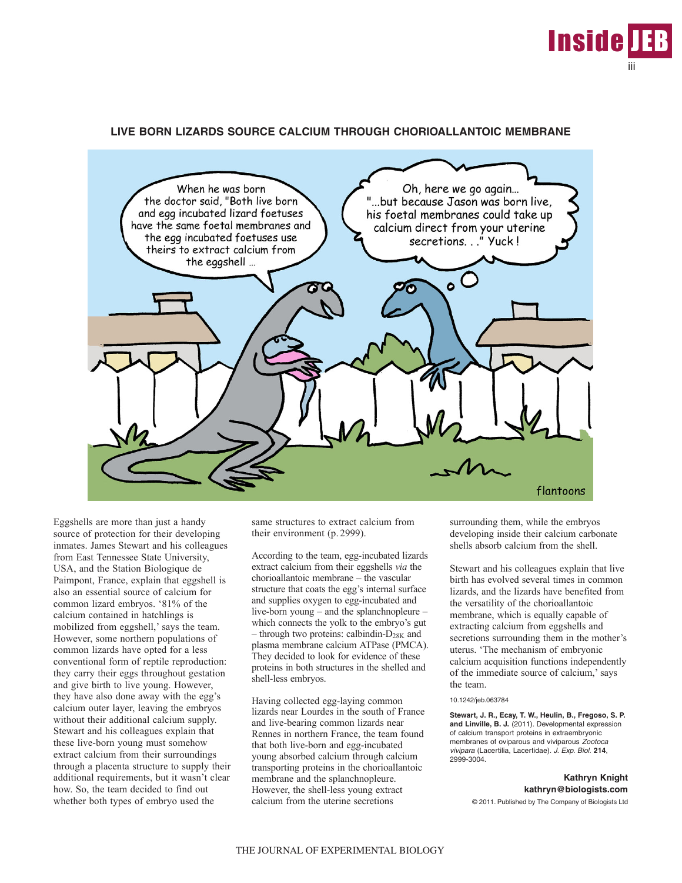## LIVE BORN LIZARDS SOURCE CALCIUM THROUGH CHORIOALLANTOIC MEMBRANE

Eggshells are more than just a handy source of protection for their developing inmates. James Stewart and his colleagues from East Tennessee State University, USA, and the Station Biologique de Paimpont, France, explain that eggshell is also an essential source of calcium for common lizard embryos. '81% of the calcium contained in hatchlings is mobilized from eggshell,' says the team. However, some northern populations of common lizards have opted for a less conventional form of reptile reproduction: they carry their eggs throughout gestation and give birth to live young. However, they have also done away with the egg's calcium outer layer, leaving the embryos without their additional calcium supply. Stewart and his colleagues explain that these live-born young must somehow extract calcium from their surroundings through a placenta structure to supply their additional requirements, but it wasn't clear how. So, the team decided to find out whether both types of embryo used the same structures to extract calcium from their environment (p. 2999).

According to the team, egg-incubated lizards extract calcium from their eggshells *via* the chorioallantoic membrane – the vascular structure that coats the egg's internal surface and supplies oxygen to egg-incubated and live-born young – and the splanchnopleure – which connects the yolk to the embryo's gut – through two proteins: calbindin-$D_{28K}$ and plasma membrane calcium ATPase (PMCA). They decided to look for evidence of these proteins in both structures in the shelled and shell-less embryos.

Having collected egg-laying common lizards near Lourdes in the south of France and live-bearing common lizards near Rennes in northern France, the team found that both live-born and egg-incubated young absorbed calcium through calcium transporting proteins in the chorioallantoic membrane and the splanchnopleure. However, the shell-less young extract calcium from the uterine secretions surrounding them, while the embryos developing inside their calcium carbonate shells absorb calcium from the shell.

Stewart and his colleagues explain that live birth has evolved several times in common lizards, and the lizards have benefited from the versatility of the chorioallantoic membrane, which is equally capable of extracting calcium from eggshells and secretions surrounding them in the mother's uterus. 'The mechanism of embryonic calcium acquisition functions independently of the immediate source of calcium,' says the team.

10.1242/jeb.063784

**Stewart, J. R., Ecay, T. W., Heulin, B., Fregoso, S. P. and Linville, B. J.** (2011). Developmental expression of calcium transport proteins in extraembryonic membranes of oviparous and viviparous *Zootoca vivipara* (Lacertilia, Lacertidae). *J. Exp. Biol.* **214**, 2999-3004.

**Kathryn Knight**
**kathryn@biologists.com**

© 2011. Published by The Company of Biologists Ltd